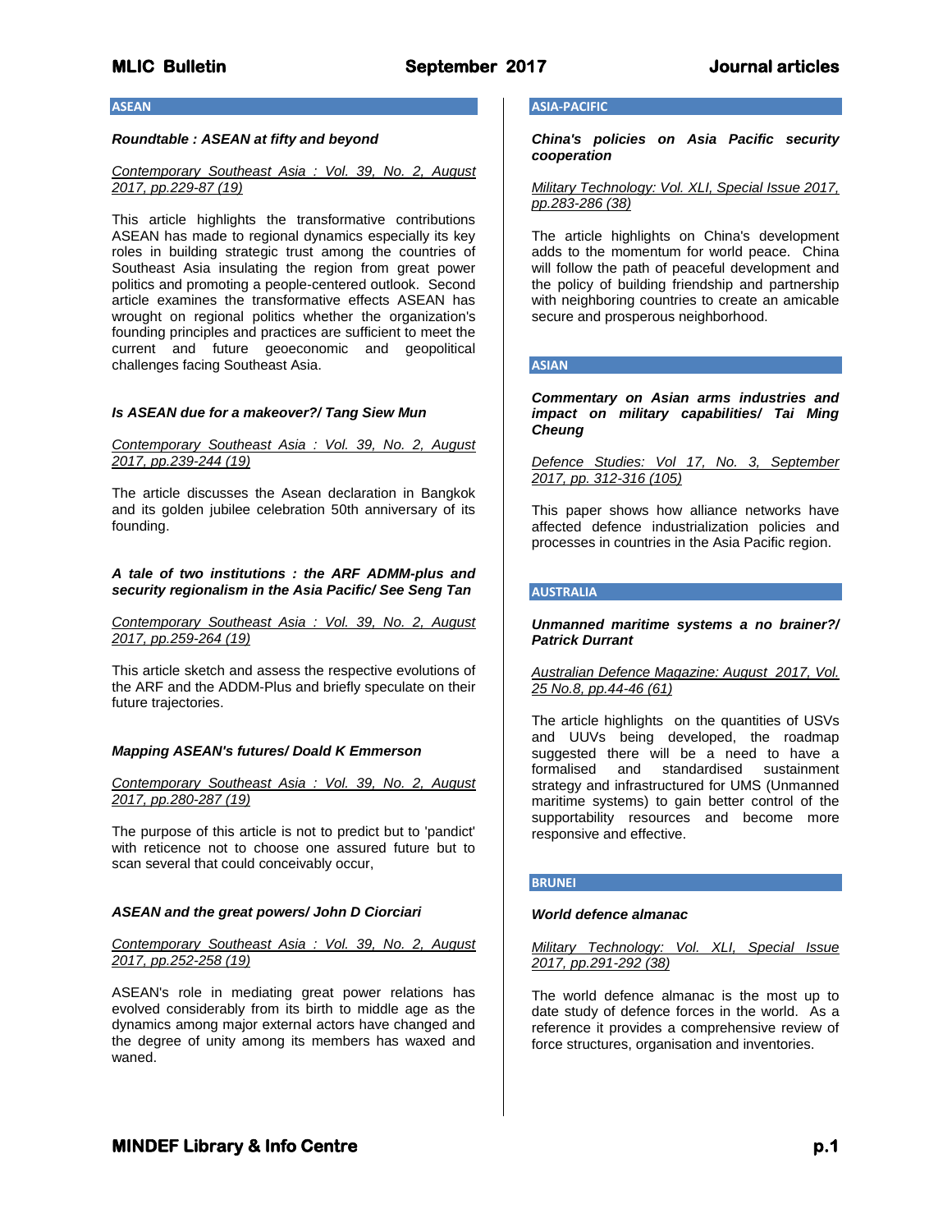## ASEAN

### *Roundtable : ASEAN at fifty and beyond*

*Contemporary Southeast Asia : Vol. 39, No. 2, August 2017, pp.229-87 (19)*

This article highlights the transformative contributions ASEAN has made to regional dynamics especially its key roles in building strategic trust among the countries of Southeast Asia insulating the region from great power politics and promoting a people-centered outlook. Second article examines the transformative effects ASEAN has wrought on regional politics whether the organization's founding principles and practices are sufficient to meet the current and future geoeconomic and geopolitical challenges facing Southeast Asia.

### *Is ASEAN due for a makeover?/ Tang Siew Mun*

*Contemporary Southeast Asia : Vol. 39, No. 2, August 2017, pp.239-244 (19)*

The article discusses the Asean declaration in Bangkok and its golden jubilee celebration 50th anniversary of its founding.

### *A tale of two institutions : the ARF ADMM-plus and security regionalism in the Asia Pacific/ See Seng Tan*

*Contemporary Southeast Asia : Vol. 39, No. 2, August 2017, pp.259-264 (19)*

This article sketch and assess the respective evolutions of the ARF and the ADDM-Plus and briefly speculate on their future trajectories.

### *Mapping ASEAN's futures/ Doald K Emmerson*

*Contemporary Southeast Asia : Vol. 39, No. 2, August 2017, pp.280-287 (19)*

The purpose of this article is not to predict but to 'pandict' with reticence not to choose one assured future but to scan several that could conceivably occur,

### *ASEAN and the great powers/ John D Ciorciari*

*Contemporary Southeast Asia : Vol. 39, No. 2, August 2017, pp.252-258 (19)*

ASEAN's role in mediating great power relations has evolved considerably from its birth to middle age as the dynamics among major external actors have changed and the degree of unity among its members has waxed and waned.

## ASIA-PACIFIC

### *China's policies on Asia Pacific security cooperation*

*Military Technology: Vol. XLI, Special Issue 2017, pp.283-286 (38)*

The article highlights on China's development adds to the momentum for world peace. China will follow the path of peaceful development and the policy of building friendship and partnership with neighboring countries to create an amicable secure and prosperous neighborhood.

## ASIAN

### *Commentary on Asian arms industries and impact on military capabilities/ Tai Ming Cheung*

*Defence Studies: Vol 17, No. 3, September 2017, pp. 312-316 (105)*

This paper shows how alliance networks have affected defence industrialization policies and processes in countries in the Asia Pacific region.

## AUSTRALIA

### *Unmanned maritime systems a no brainer?/ Patrick Durrant*

*Australian Defence Magazine: August 2017, Vol. 25 No.8, pp.44-46 (61)*

The article highlights on the quantities of USVs and UUVs being developed, the roadmap suggested there will be a need to have a formalised and standardised sustainment strategy and infrastructured for UMS (Unmanned maritime systems) to gain better control of the supportability resources and become more responsive and effective.

## BRUNEI

### *World defence almanac*

*Military Technology: Vol. XLI, Special Issue 2017, pp.291-292 (38)*

The world defence almanac is the most up to date study of defence forces in the world. As a reference it provides a comprehensive review of force structures, organisation and inventories.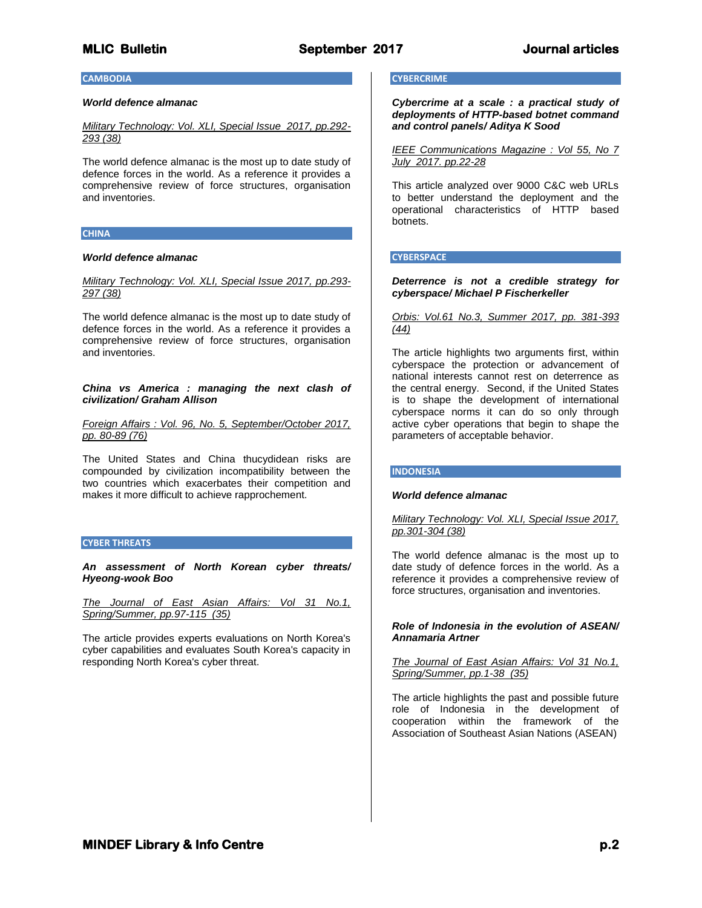## CAMBODIA

***World defence almanac***

*Military Technology: Vol. XLI, Special Issue 2017, pp.292-293 (38)*

The world defence almanac is the most up to date study of defence forces in the world. As a reference it provides a comprehensive review of force structures, organisation and inventories.

## CHINA

***World defence almanac***

*Military Technology: Vol. XLI, Special Issue 2017, pp.293-297 (38)*

The world defence almanac is the most up to date study of defence forces in the world. As a reference it provides a comprehensive review of force structures, organisation and inventories.

***China vs America : managing the next clash of civilization/ Graham Allison***

*Foreign Affairs : Vol. 96, No. 5, September/October 2017, pp. 80-89 (76)*

The United States and China thucydidean risks are compounded by civilization incompatibility between the two countries which exacerbates their competition and makes it more difficult to achieve rapprochement.

## CYBER THREATS

***An assessment of North Korean cyber threats/ Hyeong-wook Boo***

*The Journal of East Asian Affairs: Vol 31 No.1, Spring/Summer, pp.97-115 (35)*

The article provides experts evaluations on North Korea's cyber capabilities and evaluates South Korea's capacity in responding North Korea's cyber threat.

## CYBERCRIME

***Cybercrime at a scale : a practical study of deployments of HTTP-based botnet command and control panels/ Aditya K Sood***

*IEEE Communications Magazine : Vol 55, No 7 July 2017. pp.22-28*

This article analyzed over 9000 C&C web URLs to better understand the deployment and the operational characteristics of HTTP based botnets.

## CYBERSPACE

***Deterrence is not a credible strategy for cyberspace/ Michael P Fischerkeller***

*Orbis: Vol.61 No.3, Summer 2017, pp. 381-393 (44)*

The article highlights two arguments first, within cyberspace the protection or advancement of national interests cannot rest on deterrence as the central energy. Second, if the United States is to shape the development of international cyberspace norms it can do so only through active cyber operations that begin to shape the parameters of acceptable behavior.

## INDONESIA

***World defence almanac***

*Military Technology: Vol. XLI, Special Issue 2017, pp.301-304 (38)*

The world defence almanac is the most up to date study of defence forces in the world. As a reference it provides a comprehensive review of force structures, organisation and inventories.

***Role of Indonesia in the evolution of ASEAN/ Annamaria Artner***

*The Journal of East Asian Affairs: Vol 31 No.1, Spring/Summer, pp.1-38 (35)*

The article highlights the past and possible future role of Indonesia in the development of cooperation within the framework of the Association of Southeast Asian Nations (ASEAN)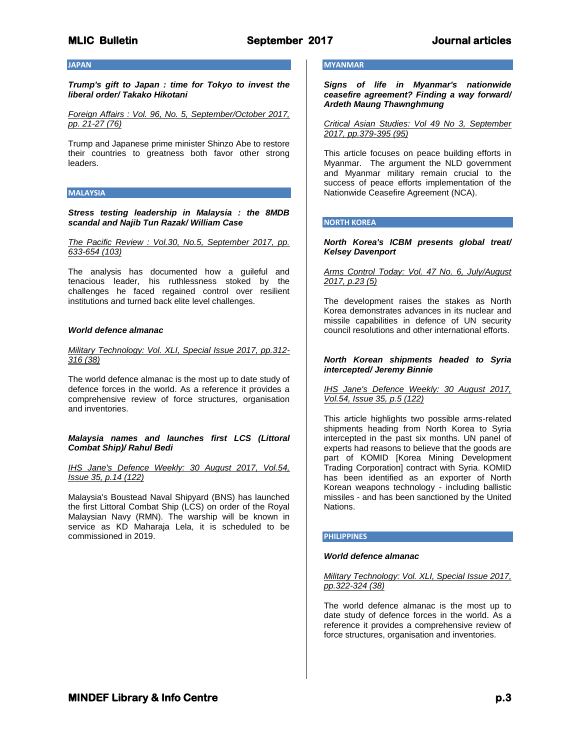## JAPAN

***Trump's gift to Japan : time for Tokyo to invest the liberal order/ Takako Hikotani***

*Foreign Affairs : Vol. 96, No. 5, September/October 2017, pp. 21-27 (76)*

Trump and Japanese prime minister Shinzo Abe to restore their countries to greatness both favor other strong leaders.

## MALAYSIA

***Stress testing leadership in Malaysia : the 8MDB scandal and Najib Tun Razak/ William Case***

*The Pacific Review : Vol.30, No.5, September 2017, pp. 633-654 (103)*

The analysis has documented how a guileful and tenacious leader, his ruthlessness stoked by the challenges he faced regained control over resilient institutions and turned back elite level challenges.

***World defence almanac***

*Military Technology: Vol. XLI, Special Issue 2017, pp.312-316 (38)*

The world defence almanac is the most up to date study of defence forces in the world. As a reference it provides a comprehensive review of force structures, organisation and inventories.

***Malaysia names and launches first LCS (Littoral Combat Ship)/ Rahul Bedi***

*IHS Jane's Defence Weekly: 30 August 2017, Vol.54, Issue 35, p.14 (122)*

Malaysia's Boustead Naval Shipyard (BNS) has launched the first Littoral Combat Ship (LCS) on order of the Royal Malaysian Navy (RMN). The warship will be known in service as KD Maharaja Lela, it is scheduled to be commissioned in 2019.

## MYANMAR

***Signs of life in Myanmar's nationwide ceasefire agreement? Finding a way forward/ Ardeth Maung Thawnghmung***

*Critical Asian Studies: Vol 49 No 3, September 2017, pp.379-395 (95)*

This article focuses on peace building efforts in Myanmar. The argument the NLD government and Myanmar military remain crucial to the success of peace efforts implementation of the Nationwide Ceasefire Agreement (NCA).

## NORTH KOREA

***North Korea's ICBM presents global treat/ Kelsey Davenport***

*Arms Control Today: Vol. 47 No. 6, July/August 2017, p.23 (5)*

The development raises the stakes as North Korea demonstrates advances in its nuclear and missile capabilities in defence of UN security council resolutions and other international efforts.

***North Korean shipments headed to Syria intercepted/ Jeremy Binnie***

*IHS Jane's Defence Weekly: 30 August 2017, Vol.54, Issue 35, p.5 (122)*

This article highlights two possible arms-related shipments heading from North Korea to Syria intercepted in the past six months. UN panel of experts had reasons to believe that the goods are part of KOMID [Korea Mining Development Trading Corporation] contract with Syria. KOMID has been identified as an exporter of North Korean weapons technology - including ballistic missiles - and has been sanctioned by the United Nations.

## PHILIPPINES

***World defence almanac***

*Military Technology: Vol. XLI, Special Issue 2017, pp.322-324 (38)*

The world defence almanac is the most up to date study of defence forces in the world. As a reference it provides a comprehensive review of force structures, organisation and inventories.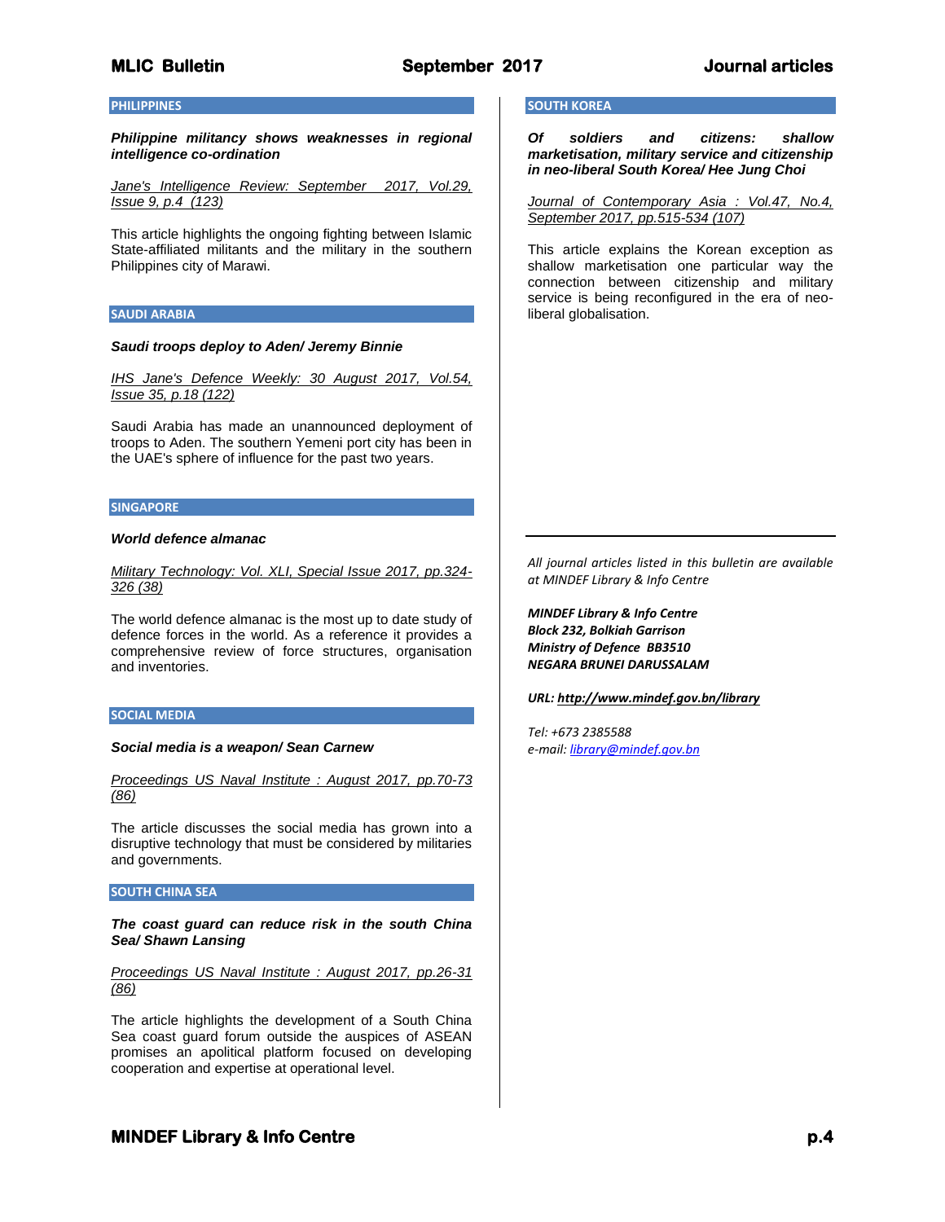## PHILIPPINES

***Philippine militancy shows weaknesses in regional intelligence co-ordination***

Jane's Intelligence Review: September 2017, Vol.29, Issue 9, p.4 (123)

This article highlights the ongoing fighting between Islamic State-affiliated militants and the military in the southern Philippines city of Marawi.

## SAUDI ARABIA

***Saudi troops deploy to Aden/ Jeremy Binnie***

IHS Jane's Defence Weekly: 30 August 2017, Vol.54, Issue 35, p.18 (122)

Saudi Arabia has made an unannounced deployment of troops to Aden. The southern Yemeni port city has been in the UAE's sphere of influence for the past two years.

## SINGAPORE

***World defence almanac***

Military Technology: Vol. XLI, Special Issue 2017, pp.324-326 (38)

The world defence almanac is the most up to date study of defence forces in the world. As a reference it provides a comprehensive review of force structures, organisation and inventories.

## SOCIAL MEDIA

***Social media is a weapon/ Sean Carnew***

Proceedings US Naval Institute : August 2017, pp.70-73 (86)

The article discusses the social media has grown into a disruptive technology that must be considered by militaries and governments.

## SOUTH CHINA SEA

***The coast guard can reduce risk in the south China Sea/ Shawn Lansing***

Proceedings US Naval Institute : August 2017, pp.26-31 (86)

The article highlights the development of a South China Sea coast guard forum outside the auspices of ASEAN promises an apolitical platform focused on developing cooperation and expertise at operational level.

## SOUTH KOREA

***Of soldiers and citizens: shallow marketisation, military service and citizenship in neo-liberal South Korea/ Hee Jung Choi***

Journal of Contemporary Asia : Vol.47, No.4, September 2017, pp.515-534 (107)

This article explains the Korean exception as shallow marketisation one particular way the connection between citizenship and military service is being reconfigured in the era of neo-liberal globalisation.

---

*All journal articles listed in this bulletin are available at MINDEF Library & Info Centre*

***MINDEF Library & Info Centre***
***Block 232, Bolkiah Garrison***
***Ministry of Defence BB3510***
***NEGARA BRUNEI DARUSSALAM***

***URL: http://www.mindef.gov.bn/library***

*Tel: +673 2385588*
*e-mail: library@mindef.gov.bn*